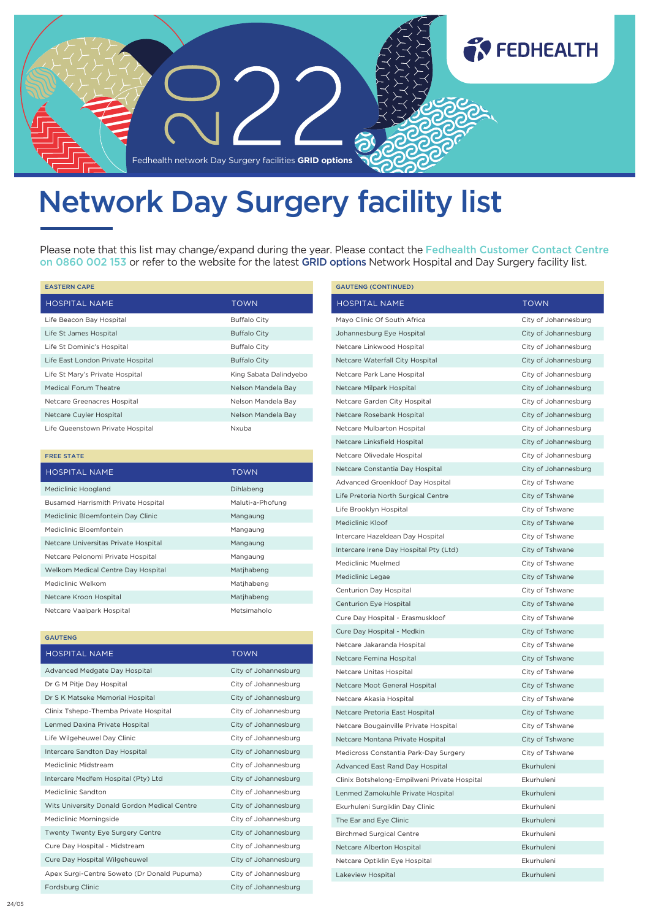FEDHEALTH

2022

Fedhealth network Day Surgery facilities **GRID options**

# Network Day Surgery facility list

Please note that this list may change/expand during the year. Please contact the Fedhealth Customer Contact Centre on 0860 002 153 or refer to the website for the latest **GRID options** Network Hospital and Day Surgery facility list.

### EASTERN CAPE

| HOSPITAL NAME | TOWN |
|---|---|
| Life Beacon Bay Hospital | Buffalo City |
| Life St James Hospital | Buffalo City |
| Life St Dominic's Hospital | Buffalo City |
| Life East London Private Hospital | Buffalo City |
| Life St Mary's Private Hospital | King Sabata Dalindyebo |
| Medical Forum Theatre | Nelson Mandela Bay |
| Netcare Greenacres Hospital | Nelson Mandela Bay |
| Netcare Cuyler Hospital | Nelson Mandela Bay |
| Life Queenstown Private Hospital | Nxuba |

### FREE STATE

| HOSPITAL NAME | TOWN |
|---|---|
| Mediclinic Hoogland | Dihlabeng |
| Busamed Harrismith Private Hospital | Maluti-a-Phofung |
| Mediclinic Bloemfontein Day Clinic | Mangaung |
| Mediclinic Bloemfontein | Mangaung |
| Netcare Universitas Private Hospital | Mangaung |
| Netcare Pelonomi Private Hospital | Mangaung |
| Welkom Medical Centre Day Hospital | Matjhabeng |
| Mediclinic Welkom | Matjhabeng |
| Netcare Kroon Hospital | Matjhabeng |
| Netcare Vaalpark Hospital | Metsimaholo |

### GAUTENG

| HOSPITAL NAME | TOWN |
|---|---|
| Advanced Medgate Day Hospital | City of Johannesburg |
| Dr G M Pitje Day Hospital | City of Johannesburg |
| Dr S K Matseke Memorial Hospital | City of Johannesburg |
| Clinix Tshepo-Themba Private Hospital | City of Johannesburg |
| Lenmed Daxina Private Hospital | City of Johannesburg |
| Life Wilgeheuwel Day Clinic | City of Johannesburg |
| Intercare Sandton Day Hospital | City of Johannesburg |
| Mediclinic Midstream | City of Johannesburg |
| Intercare Medfem Hospital (Pty) Ltd | City of Johannesburg |
| Mediclinic Sandton | City of Johannesburg |
| Wits University Donald Gordon Medical Centre | City of Johannesburg |
| Mediclinic Morningside | City of Johannesburg |
| Twenty Twenty Eye Surgery Centre | City of Johannesburg |
| Cure Day Hospital - Midstream | City of Johannesburg |
| Cure Day Hospital Wilgeheuwel | City of Johannesburg |
| Apex Surgi-Centre Soweto (Dr Donald Pupuma) | City of Johannesburg |
| Fordsburg Clinic | City of Johannesburg |

### GAUTENG (CONTINUED)

| HOSPITAL NAME | TOWN |
|---|---|
| Mayo Clinic Of South Africa | City of Johannesburg |
| Johannesburg Eye Hospital | City of Johannesburg |
| Netcare Linkwood Hospital | City of Johannesburg |
| Netcare Waterfall City Hospital | City of Johannesburg |
| Netcare Park Lane Hospital | City of Johannesburg |
| Netcare Milpark Hospital | City of Johannesburg |
| Netcare Garden City Hospital | City of Johannesburg |
| Netcare Rosebank Hospital | City of Johannesburg |
| Netcare Mulbarton Hospital | City of Johannesburg |
| Netcare Linksfield Hospital | City of Johannesburg |
| Netcare Olivedale Hospital | City of Johannesburg |
| Netcare Constantia Day Hospital | City of Johannesburg |
| Advanced Groenkloof Day Hospital | City of Tshwane |
| Life Pretoria North Surgical Centre | City of Tshwane |
| Life Brooklyn Hospital | City of Tshwane |
| Mediclinic Kloof | City of Tshwane |
| Intercare Hazeldean Day Hospital | City of Tshwane |
| Intercare Irene Day Hospital Pty (Ltd) | City of Tshwane |
| Mediclinic Muelmed | City of Tshwane |
| Mediclinic Legae | City of Tshwane |
| Centurion Day Hospital | City of Tshwane |
| Centurion Eye Hospital | City of Tshwane |
| Cure Day Hospital - Erasmuskloof | City of Tshwane |
| Cure Day Hospital - Medkin | City of Tshwane |
| Netcare Jakaranda Hospital | City of Tshwane |
| Netcare Femina Hospital | City of Tshwane |
| Netcare Unitas Hospital | City of Tshwane |
| Netcare Moot General Hospital | City of Tshwane |
| Netcare Akasia Hospital | City of Tshwane |
| Netcare Pretoria East Hospital | City of Tshwane |
| Netcare Bougainville Private Hospital | City of Tshwane |
| Netcare Montana Private Hospital | City of Tshwane |
| Medicross Constantia Park-Day Surgery | City of Tshwane |
| Advanced East Rand Day Hospital | Ekurhuleni |
| Clinix Botshelong-Empilweni Private Hospital | Ekurhuleni |
| Lenmed Zamokuhle Private Hospital | Ekurhuleni |
| Ekurhuleni Surgiklin Day Clinic | Ekurhuleni |
| The Ear and Eye Clinic | Ekurhuleni |
| Birchmed Surgical Centre | Ekurhuleni |
| Netcare Alberton Hospital | Ekurhuleni |
| Netcare Optiklin Eye Hospital | Ekurhuleni |
| Lakeview Hospital | Ekurhuleni |

24/05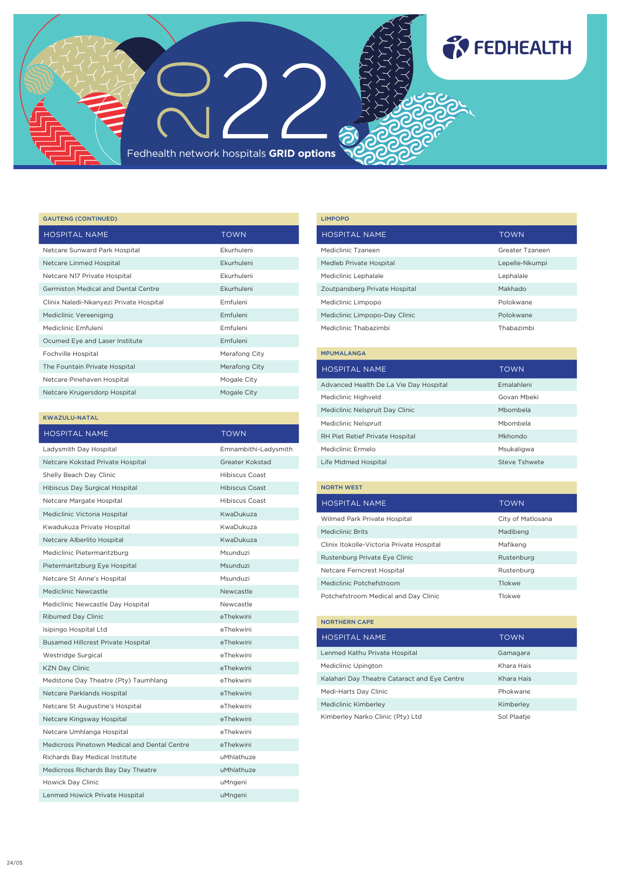# 2022

Fedhealth network hospitals **GRID options**

FEDHEALTH

### GAUTENG (CONTINUED)

| HOSPITAL NAME | TOWN |
|---|---|
| Netcare Sunward Park Hospital | Ekurhuleni |
| Netcare Linmed Hospital | Ekurhuleni |
| Netcare N17 Private Hospital | Ekurhuleni |
| Germiston Medical and Dental Centre | Ekurhuleni |
| Clinix Naledi-Nkanyezi Private Hospital | Emfuleni |
| Mediclinic Vereeniging | Emfuleni |
| Mediclinic Emfuleni | Emfuleni |
| Ocumed Eye and Laser Institute | Emfuleni |
| Fochville Hospital | Merafong City |
| The Fountain Private Hospital | Merafong City |
| Netcare Pinehaven Hospital | Mogale City |
| Netcare Krugersdorp Hospital | Mogale City |

### KWAZULU-NATAL

| HOSPITAL NAME | TOWN |
|---|---|
| Ladysmith Day Hospital | Emnambithi-Ladysmith |
| Netcare Kokstad Private Hospital | Greater Kokstad |
| Shelly Beach Day Clinic | Hibiscus Coast |
| Hibiscus Day Surgical Hospital | Hibiscus Coast |
| Netcare Margate Hospital | Hibiscus Coast |
| Mediclinic Victoria Hospital | KwaDukuza |
| Kwadukuza Private Hospital | KwaDukuza |
| Netcare Alberlito Hospital | KwaDukuza |
| Mediclinic Pietermaritzburg | Msunduzi |
| Pietermaritzburg Eye Hospital | Msunduzi |
| Netcare St Anne's Hospital | Msunduzi |
| Mediclinic Newcastle | Newcastle |
| Mediclinic Newcastle Day Hospital | Newcastle |
| Ribumed Day Clinic | eThekwini |
| Isipingo Hospital Ltd | eThekwini |
| Busamed Hillcrest Private Hospital | eThekwini |
| Westridge Surgical | eThekwini |
| KZN Day Clinic | eThekwini |
| Medstone Day Theatre (Pty) Taumhlang | eThekwini |
| Netcare Parklands Hospital | eThekwini |
| Netcare St Augustine's Hospital | eThekwini |
| Netcare Kingsway Hospital | eThekwini |
| Netcare Umhlanga Hospital | eThekwini |
| Medicross Pinetown Medical and Dental Centre | eThekwini |
| Richards Bay Medical Institute | uMhlathuze |
| Medicross Richards Bay Day Theatre | uMhlathuze |
| Howick Day Clinic | uMngeni |
| Lenmed Howick Private Hospital | uMngeni |

### LIMPOPO

| HOSPITAL NAME | TOWN |
|---|---|
| Mediclinic Tzaneen | Greater Tzaneen |
| Medleb Private Hospital | Lepelle-Nkumpi |
| Mediclinic Lephalale | Lephalale |
| Zoutpansberg Private Hospital | Makhado |
| Mediclinic Limpopo | Polokwane |
| Mediclinic Limpopo-Day Clinic | Polokwane |
| Mediclinic Thabazimbi | Thabazimbi |

### MPUMALANGA

| HOSPITAL NAME | TOWN |
|---|---|
| Advanced Health De La Vie Day Hospital | Emalahleni |
| Mediclinic Highveld | Govan Mbeki |
| Mediclinic Nelspruit Day Clinic | Mbombela |
| Mediclinic Nelspruit | Mbombela |
| RH Piet Retief Private Hospital | Mkhondo |
| Mediclinic Ermelo | Msukaligwa |
| Life Midmed Hospital | Steve Tshwete |

### NORTH WEST

| HOSPITAL NAME | TOWN |
|---|---|
| Wilmed Park Private Hospital | City of Matlosana |
| Mediclinic Brits | Madibeng |
| Clinix Itokolle-Victoria Private Hospital | Mafikeng |
| Rustenburg Private Eye Clinic | Rustenburg |
| Netcare Ferncrest Hospital | Rustenburg |
| Mediclinic Potchefstroom | Tlokwe |
| Potchefstroom Medical and Day Clinic | Tlokwe |

### NORTHERN CAPE

| HOSPITAL NAME | TOWN |
|---|---|
| Lenmed Kathu Private Hospital | Gamagara |
| Mediclinic Upington | Khara Hais |
| Kalahari Day Theatre Cataract and Eye Centre | Khara Hais |
| Medi-Harts Day Clinic | Phokwane |
| Mediclinic Kimberley | Kimberley |
| Kimberley Narko Clinic (Pty) Ltd | Sol Plaatje |

24/05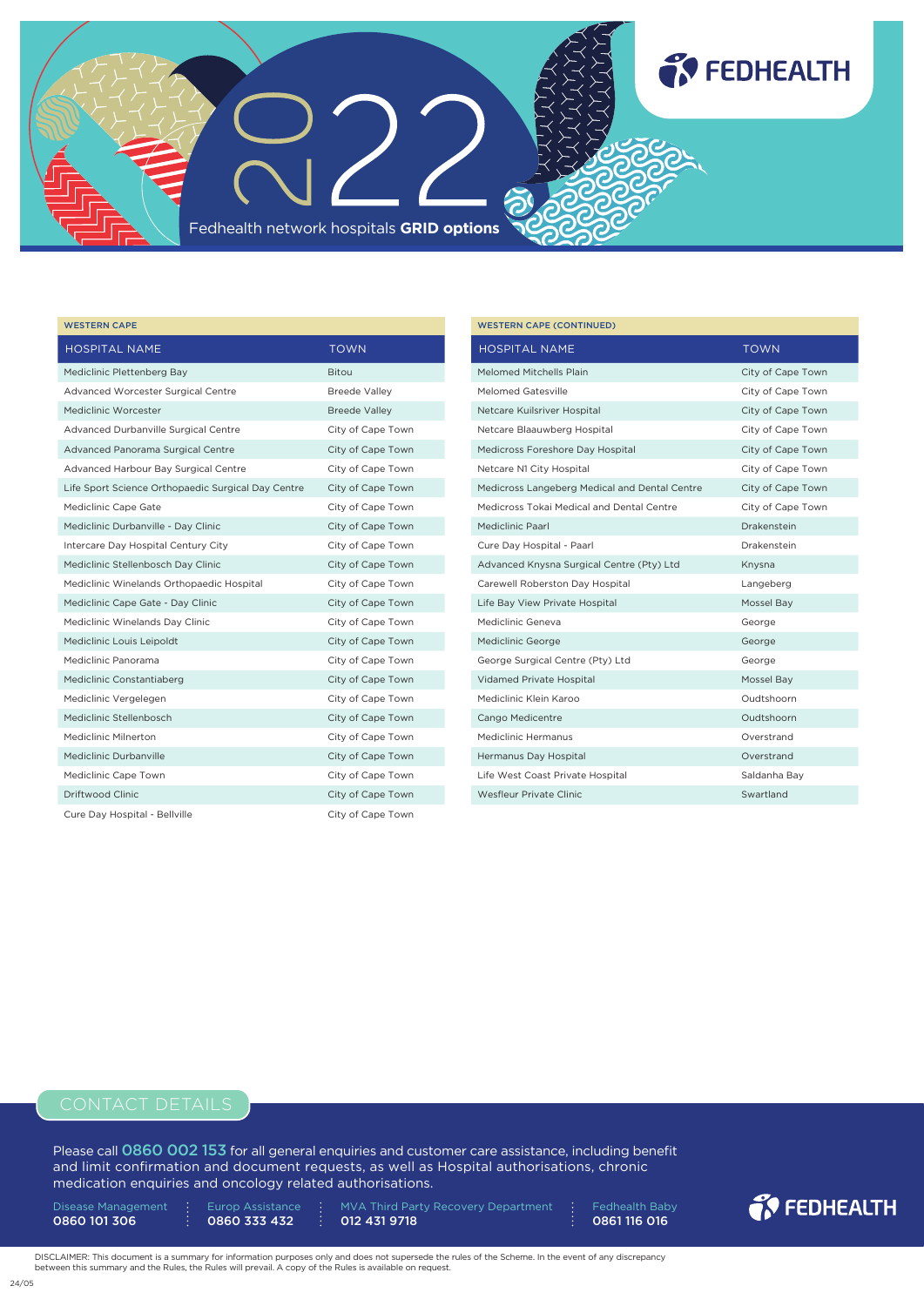# 2022

Fedhealth network hospitals **GRID options**

FEDHEALTH

## WESTERN CAPE

| HOSPITAL NAME | TOWN |
|---|---|
| Mediclinic Plettenberg Bay | Bitou |
| Advanced Worcester Surgical Centre | Breede Valley |
| Mediclinic Worcester | Breede Valley |
| Advanced Durbanville Surgical Centre | City of Cape Town |
| Advanced Panorama Surgical Centre | City of Cape Town |
| Advanced Harbour Bay Surgical Centre | City of Cape Town |
| Life Sport Science Orthopaedic Surgical Day Centre | City of Cape Town |
| Mediclinic Cape Gate | City of Cape Town |
| Mediclinic Durbanville - Day Clinic | City of Cape Town |
| Intercare Day Hospital Century City | City of Cape Town |
| Mediclinic Stellenbosch Day Clinic | City of Cape Town |
| Mediclinic Winelands Orthopaedic Hospital | City of Cape Town |
| Mediclinic Cape Gate - Day Clinic | City of Cape Town |
| Mediclinic Winelands Day Clinic | City of Cape Town |
| Mediclinic Louis Leipoldt | City of Cape Town |
| Mediclinic Panorama | City of Cape Town |
| Mediclinic Constantiaberg | City of Cape Town |
| Mediclinic Vergelegen | City of Cape Town |
| Mediclinic Stellenbosch | City of Cape Town |
| Mediclinic Milnerton | City of Cape Town |
| Mediclinic Durbanville | City of Cape Town |
| Mediclinic Cape Town | City of Cape Town |
| Driftwood Clinic | City of Cape Town |
| Cure Day Hospital - Bellville | City of Cape Town |

## WESTERN CAPE (CONTINUED)

| HOSPITAL NAME | TOWN |
|---|---|
| Melomed Mitchells Plain | City of Cape Town |
| Melomed Gatesville | City of Cape Town |
| Netcare Kuilsriver Hospital | City of Cape Town |
| Netcare Blaauwberg Hospital | City of Cape Town |
| Medicross Foreshore Day Hospital | City of Cape Town |
| Netcare N1 City Hospital | City of Cape Town |
| Medicross Langeberg Medical and Dental Centre | City of Cape Town |
| Medicross Tokai Medical and Dental Centre | City of Cape Town |
| Mediclinic Paarl | Drakenstein |
| Cure Day Hospital - Paarl | Drakenstein |
| Advanced Knysna Surgical Centre (Pty) Ltd | Knysna |
| Carewell Roberston Day Hospital | Langeberg |
| Life Bay View Private Hospital | Mossel Bay |
| Mediclinic Geneva | George |
| Mediclinic George | George |
| George Surgical Centre (Pty) Ltd | George |
| Vidamed Private Hospital | Mossel Bay |
| Mediclinic Klein Karoo | Oudtshoorn |
| Cango Medicentre | Oudtshoorn |
| Mediclinic Hermanus | Overstrand |
| Hermanus Day Hospital | Overstrand |
| Life West Coast Private Hospital | Saldanha Bay |
| Wesfleur Private Clinic | Swartland |

## CONTACT DETAILS

Please call **0860 002 153** for all general enquiries and customer care assistance, including benefit and limit confirmation and document requests, as well as Hospital authorisations, chronic medication enquiries and oncology related authorisations.

Disease Management **0860 101 306**

Europ Assistance **0860 333 432**

MVA Third Party Recovery Department **012 431 9718**

Fedhealth Baby **0861 116 016**

FEDHEALTH

DISCLAIMER: This document is a summary for information purposes only and does not supersede the rules of the Scheme. In the event of any discrepancy between this summary and the Rules, the Rules will prevail. A copy of the Rules is available on request.

24/05